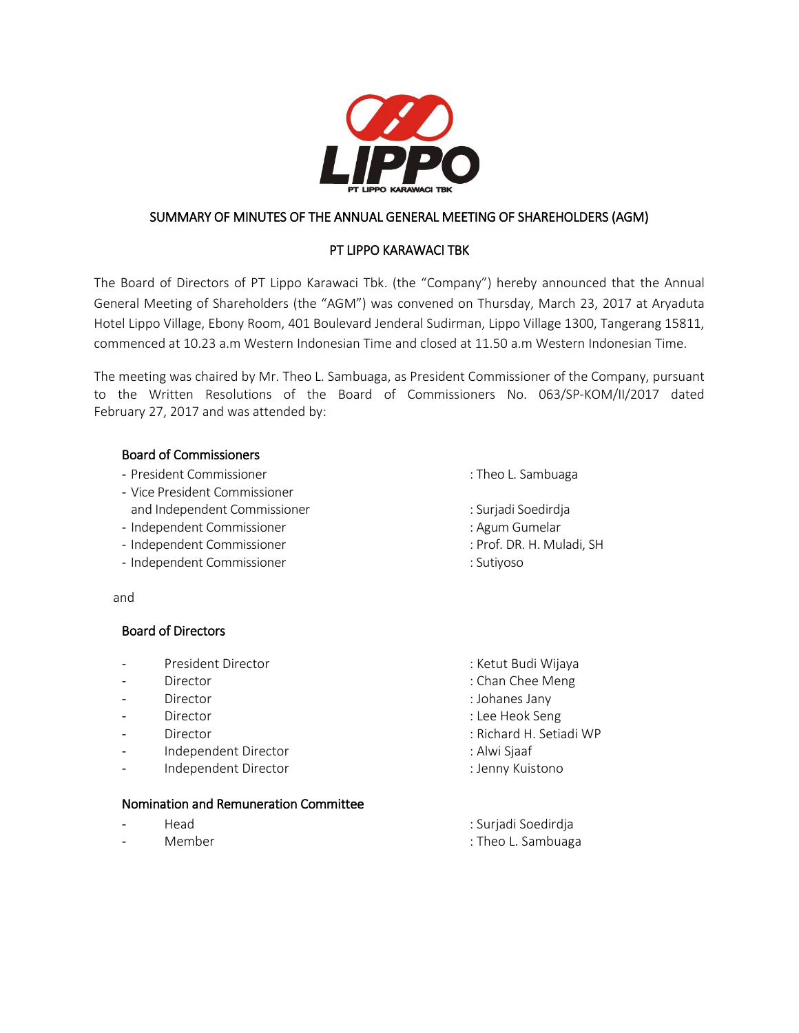# SUMMARY OF MINUTES OF THE ANNUAL GENERAL MEETING OF SHAREHOLDERS (AGM)

## PT LIPPO KARAWACI TBK

The Board of Directors of PT Lippo Karawaci Tbk. (the "Company") hereby announced that the Annual General Meeting of Shareholders (the "AGM") was convened on Thursday, March 23, 2017 at Aryaduta Hotel Lippo Village, Ebony Room, 401 Boulevard Jenderal Sudirman, Lippo Village 1300, Tangerang 15811, commenced at 10.23 a.m Western Indonesian Time and closed at 11.50 a.m Western Indonesian Time.

The meeting was chaired by Mr. Theo L. Sambuaga, as President Commissioner of the Company, pursuant to the Written Resolutions of the Board of Commissioners No. 063/SP-KOM/II/2017 dated February 27, 2017 and was attended by:

**Board of Commissioners**

- President Commissioner : Theo L. Sambuaga
- Vice President Commissioner and Independent Commissioner : Surjadi Soedirdja
- Independent Commissioner : Agum Gumelar
- Independent Commissioner : Prof. DR. H. Muladi, SH
- Independent Commissioner : Sutiyoso

and

**Board of Directors**

- President Director : Ketut Budi Wijaya
- Director : Chan Chee Meng
- Director : Johanes Jany
- Director : Lee Heok Seng
- Director : Richard H. Setiadi WP
- Independent Director : Alwi Sjaaf
- Independent Director : Jenny Kuistono

**Nomination and Remuneration Committee**

- Head : Surjadi Soedirdja
- Member : Theo L. Sambuaga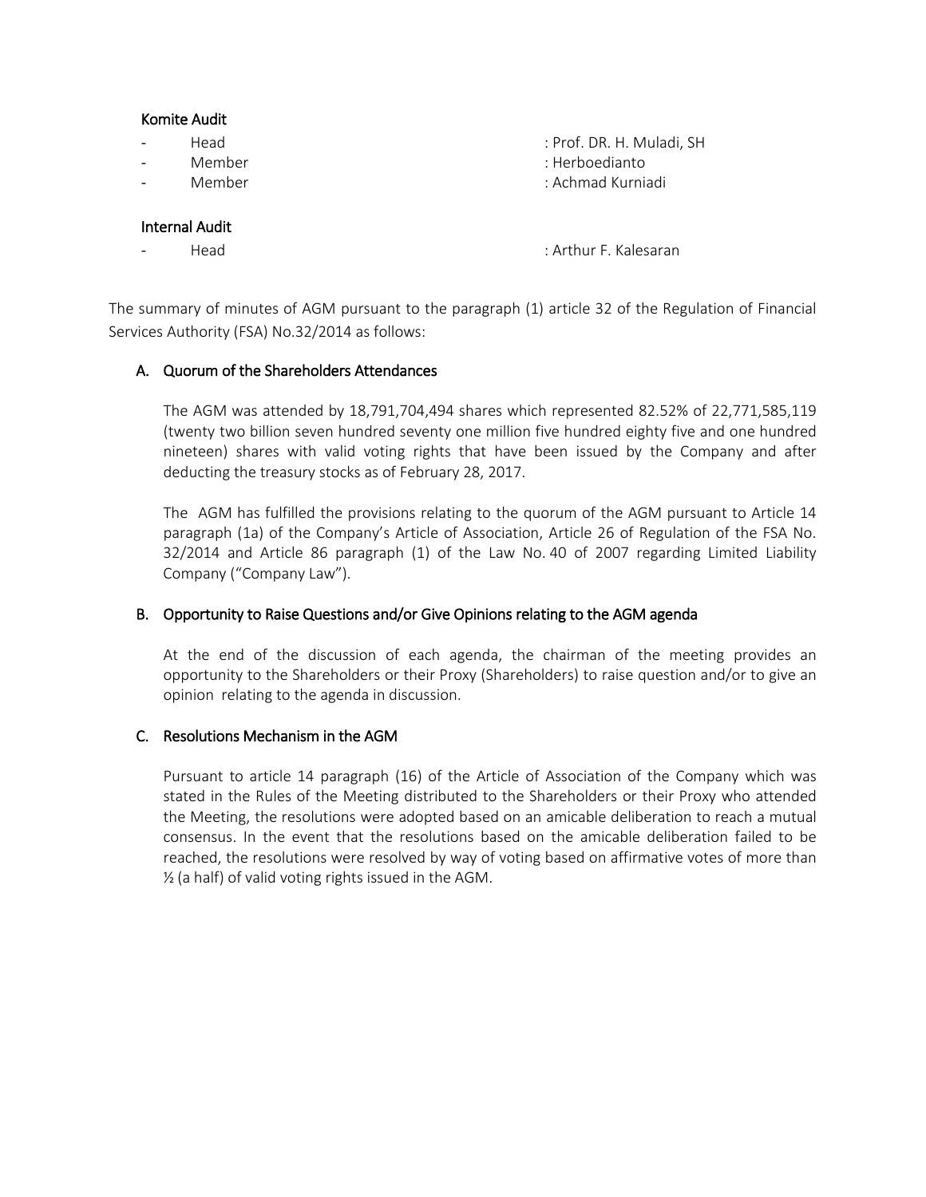### Komite Audit

- Head : Prof. DR. H. Muladi, SH
- Member : Herboedianto
- Member : Achmad Kurniadi

### Internal Audit

- Head : Arthur F. Kalesaran

The summary of minutes of AGM pursuant to the paragraph (1) article 32 of the Regulation of Financial Services Authority (FSA) No.32/2014 as follows:

### A. Quorum of the Shareholders Attendances

The AGM was attended by 18,791,704,494 shares which represented 82.52% of 22,771,585,119 (twenty two billion seven hundred seventy one million five hundred eighty five and one hundred nineteen) shares with valid voting rights that have been issued by the Company and after deducting the treasury stocks as of February 28, 2017.

The AGM has fulfilled the provisions relating to the quorum of the AGM pursuant to Article 14 paragraph (1a) of the Company's Article of Association, Article 26 of Regulation of the FSA No. 32/2014 and Article 86 paragraph (1) of the Law No. 40 of 2007 regarding Limited Liability Company ("Company Law").

### B. Opportunity to Raise Questions and/or Give Opinions relating to the AGM agenda

At the end of the discussion of each agenda, the chairman of the meeting provides an opportunity to the Shareholders or their Proxy (Shareholders) to raise question and/or to give an opinion relating to the agenda in discussion.

### C. Resolutions Mechanism in the AGM

Pursuant to article 14 paragraph (16) of the Article of Association of the Company which was stated in the Rules of the Meeting distributed to the Shareholders or their Proxy who attended the Meeting, the resolutions were adopted based on an amicable deliberation to reach a mutual consensus. In the event that the resolutions based on the amicable deliberation failed to be reached, the resolutions were resolved by way of voting based on affirmative votes of more than ½ (a half) of valid voting rights issued in the AGM.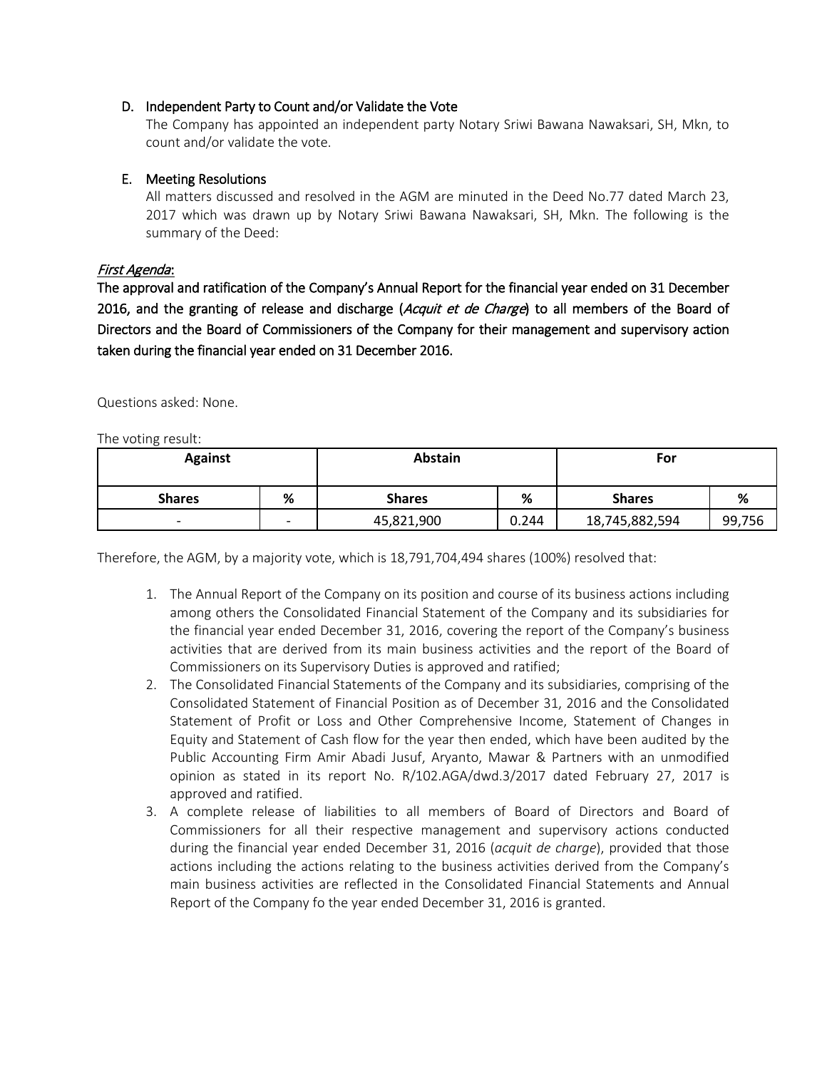D. Independent Party to Count and/or Validate the Vote

The Company has appointed an independent party Notary Sriwi Bawana Nawaksari, SH, Mkn, to count and/or validate the vote.

E. Meeting Resolutions

All matters discussed and resolved in the AGM are minuted in the Deed No.77 dated March 23, 2017 which was drawn up by Notary Sriwi Bawana Nawaksari, SH, Mkn. The following is the summary of the Deed:

*First Agenda*:

**The approval and ratification of the Company's Annual Report for the financial year ended on 31 December 2016, and the granting of release and discharge (*Acquit et de Charge*) to all members of the Board of Directors and the Board of Commissioners of the Company for their management and supervisory action taken during the financial year ended on 31 December 2016.**

Questions asked: None.

The voting result:

| Against | | Abstain | | For | |
|---|---|---|---|---|---|
| **Shares** | **%** | **Shares** | **%** | **Shares** | **%** |
| - | - | 45,821,900 | 0.244 | 18,745,882,594 | 99,756 |

Therefore, the AGM, by a majority vote, which is 18,791,704,494 shares (100%) resolved that:

1. The Annual Report of the Company on its position and course of its business actions including among others the Consolidated Financial Statement of the Company and its subsidiaries for the financial year ended December 31, 2016, covering the report of the Company's business activities that are derived from its main business activities and the report of the Board of Commissioners on its Supervisory Duties is approved and ratified;
2. The Consolidated Financial Statements of the Company and its subsidiaries, comprising of the Consolidated Statement of Financial Position as of December 31, 2016 and the Consolidated Statement of Profit or Loss and Other Comprehensive Income, Statement of Changes in Equity and Statement of Cash flow for the year then ended, which have been audited by the Public Accounting Firm Amir Abadi Jusuf, Aryanto, Mawar & Partners with an unmodified opinion as stated in its report No. R/102.AGA/dwd.3/2017 dated February 27, 2017 is approved and ratified.
3. A complete release of liabilities to all members of Board of Directors and Board of Commissioners for all their respective management and supervisory actions conducted during the financial year ended December 31, 2016 (*acquit de charge*), provided that those actions including the actions relating to the business activities derived from the Company's main business activities are reflected in the Consolidated Financial Statements and Annual Report of the Company fo the year ended December 31, 2016 is granted.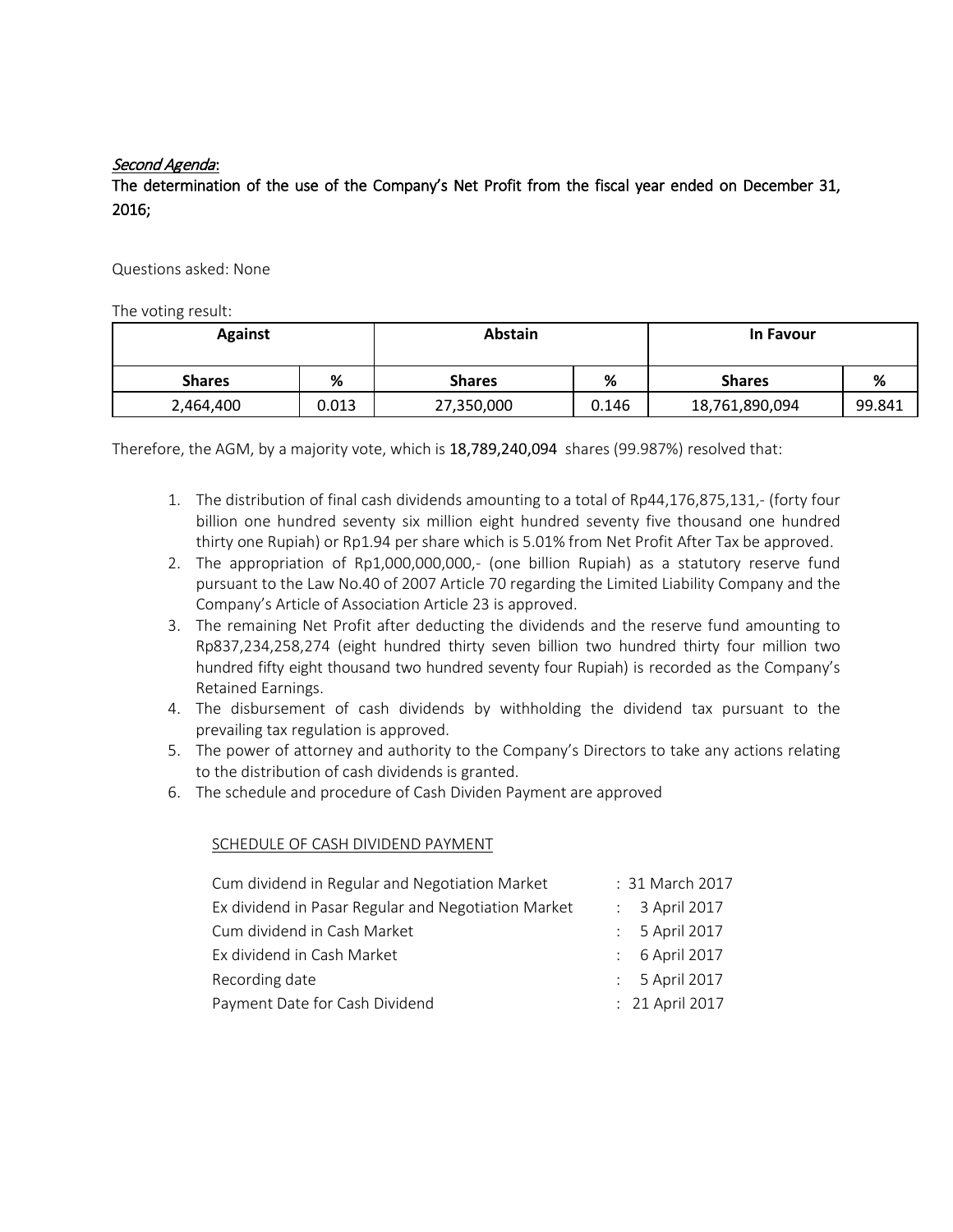*Second Agenda*:

**The determination of the use of the Company's Net Profit from the fiscal year ended on December 31, 2016;**

Questions asked: None

The voting result:

| Against | | Abstain | | In Favour | |
|---|---|---|---|---|---|
| **Shares** | **%** | **Shares** | **%** | **Shares** | **%** |
| 2,464,400 | 0.013 | 27,350,000 | 0.146 | 18,761,890,094 | 99.841 |

Therefore, the AGM, by a majority vote, which is **18,789,240,094** shares (99.987%) resolved that:

1. The distribution of final cash dividends amounting to a total of Rp44,176,875,131,- (forty four billion one hundred seventy six million eight hundred seventy five thousand one hundred thirty one Rupiah) or Rp1.94 per share which is 5.01% from Net Profit After Tax be approved.
2. The appropriation of Rp1,000,000,000,- (one billion Rupiah) as a statutory reserve fund pursuant to the Law No.40 of 2007 Article 70 regarding the Limited Liability Company and the Company's Article of Association Article 23 is approved.
3. The remaining Net Profit after deducting the dividends and the reserve fund amounting to Rp837,234,258,274 (eight hundred thirty seven billion two hundred thirty four million two hundred fifty eight thousand two hundred seventy four Rupiah) is recorded as the Company's Retained Earnings.
4. The disbursement of cash dividends by withholding the dividend tax pursuant to the prevailing tax regulation is approved.
5. The power of attorney and authority to the Company's Directors to take any actions relating to the distribution of cash dividends is granted.
6. The schedule and procedure of Cash Dividen Payment are approved

SCHEDULE OF CASH DIVIDEND PAYMENT

| | |
|---|---|
| Cum dividend in Regular and Negotiation Market | : 31 March 2017 |
| Ex dividend in Pasar Regular and Negotiation Market | : 3 April 2017 |
| Cum dividend in Cash Market | : 5 April 2017 |
| Ex dividend in Cash Market | : 6 April 2017 |
| Recording date | : 5 April 2017 |
| Payment Date for Cash Dividend | : 21 April 2017 |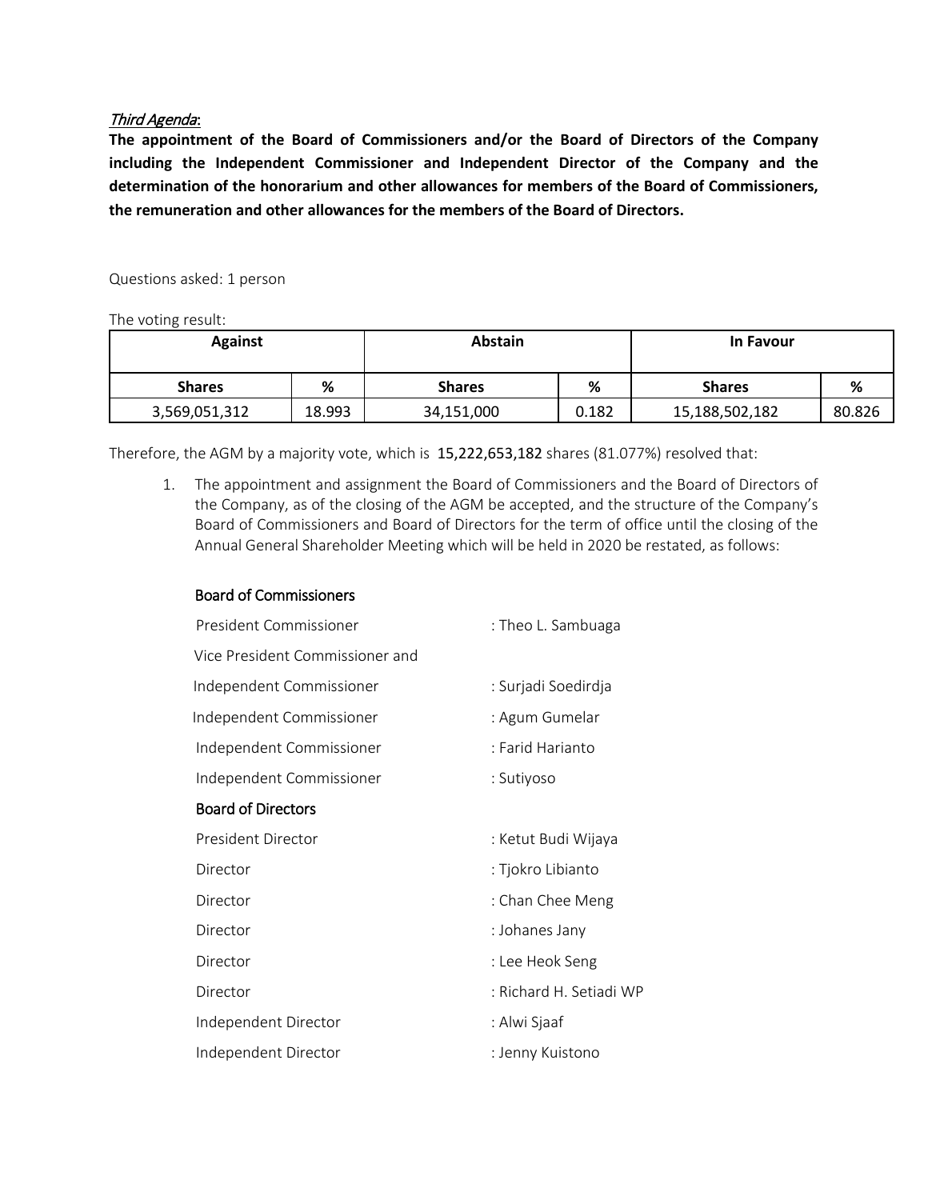*Third Agenda*:

**The appointment of the Board of Commissioners and/or the Board of Directors of the Company including the Independent Commissioner and Independent Director of the Company and the determination of the honorarium and other allowances for members of the Board of Commissioners, the remuneration and other allowances for the members of the Board of Directors.**

Questions asked: 1 person

The voting result:

| Against | | Abstain | | In Favour | |
|---|---|---|---|---|---|
| **Shares** | **%** | **Shares** | **%** | **Shares** | **%** |
| 3,569,051,312 | 18.993 | 34,151,000 | 0.182 | 15,188,502,182 | 80.826 |

Therefore, the AGM by a majority vote, which is **15,222,653,182** shares (81.077%) resolved that:

1. The appointment and assignment the Board of Commissioners and the Board of Directors of the Company, as of the closing of the AGM be accepted, and the structure of the Company's Board of Commissioners and Board of Directors for the term of office until the closing of the Annual General Shareholder Meeting which will be held in 2020 be restated, as follows:

   **Board of Commissioners**

   President Commissioner : Theo L. Sambuaga

   Vice President Commissioner and

   Independent Commissioner : Surjadi Soedirdja

   Independent Commissioner : Agum Gumelar

   Independent Commissioner : Farid Harianto

   Independent Commissioner : Sutiyoso

   **Board of Directors**

   President Director : Ketut Budi Wijaya

   Director : Tjokro Libianto

   Director : Chan Chee Meng

   Director : Johanes Jany

   Director : Lee Heok Seng

   Director : Richard H. Setiadi WP

   Independent Director : Alwi Sjaaf

   Independent Director : Jenny Kuistono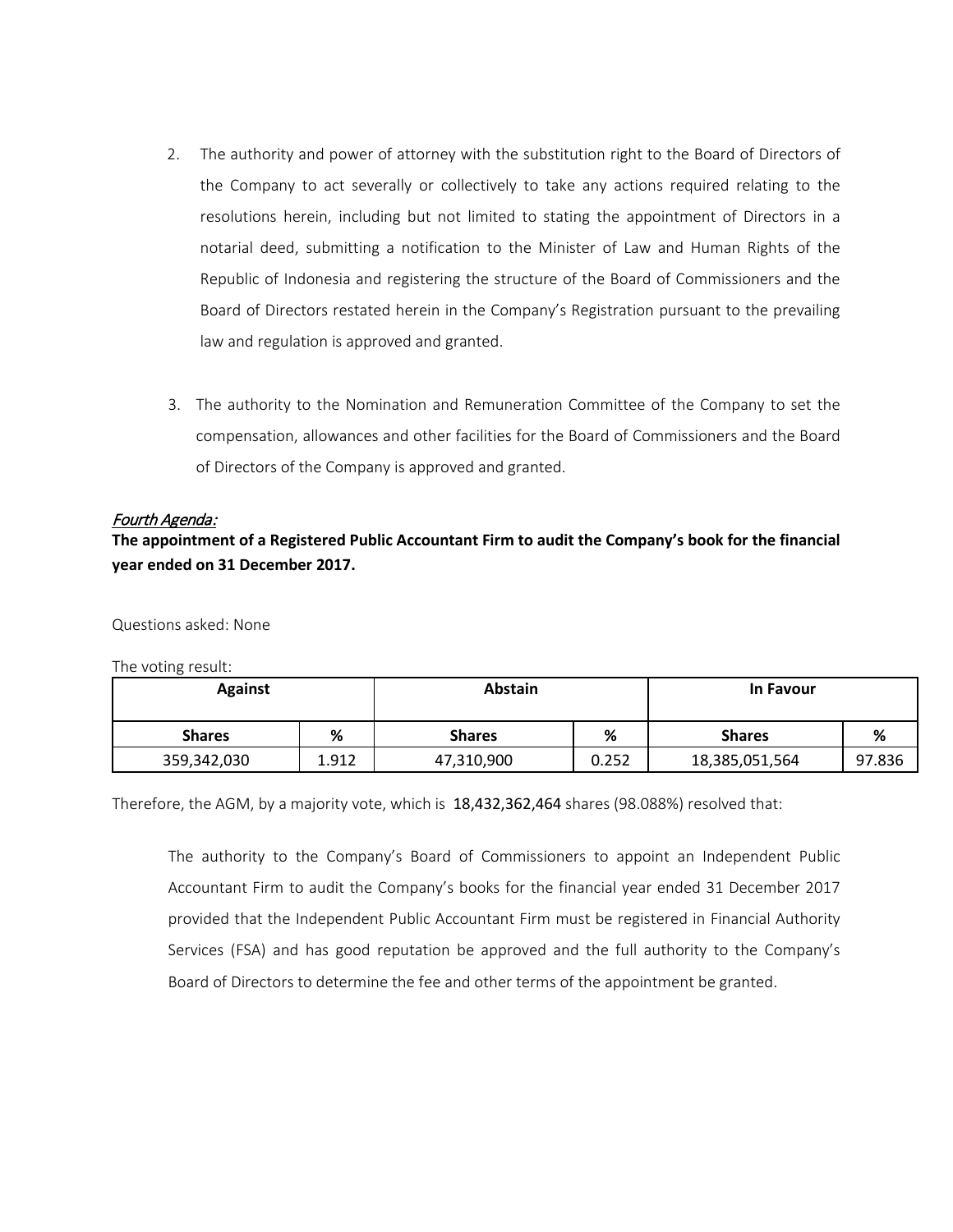2. The authority and power of attorney with the substitution right to the Board of Directors of the Company to act severally or collectively to take any actions required relating to the resolutions herein, including but not limited to stating the appointment of Directors in a notarial deed, submitting a notification to the Minister of Law and Human Rights of the Republic of Indonesia and registering the structure of the Board of Commissioners and the Board of Directors restated herein in the Company's Registration pursuant to the prevailing law and regulation is approved and granted.

3. The authority to the Nomination and Remuneration Committee of the Company to set the compensation, allowances and other facilities for the Board of Commissioners and the Board of Directors of the Company is approved and granted.

*Fourth Agenda:*

**The appointment of a Registered Public Accountant Firm to audit the Company's book for the financial year ended on 31 December 2017.**

Questions asked: None

The voting result:

| Against | | Abstain | | In Favour | |
|---|---|---|---|---|---|
| **Shares** | **%** | **Shares** | **%** | **Shares** | **%** |
| 359,342,030 | 1.912 | 47,310,900 | 0.252 | 18,385,051,564 | 97.836 |

Therefore, the AGM, by a majority vote, which is 18,432,362,464 shares (98.088%) resolved that:

> The authority to the Company's Board of Commissioners to appoint an Independent Public Accountant Firm to audit the Company's books for the financial year ended 31 December 2017 provided that the Independent Public Accountant Firm must be registered in Financial Authority Services (FSA) and has good reputation be approved and the full authority to the Company's Board of Directors to determine the fee and other terms of the appointment be granted.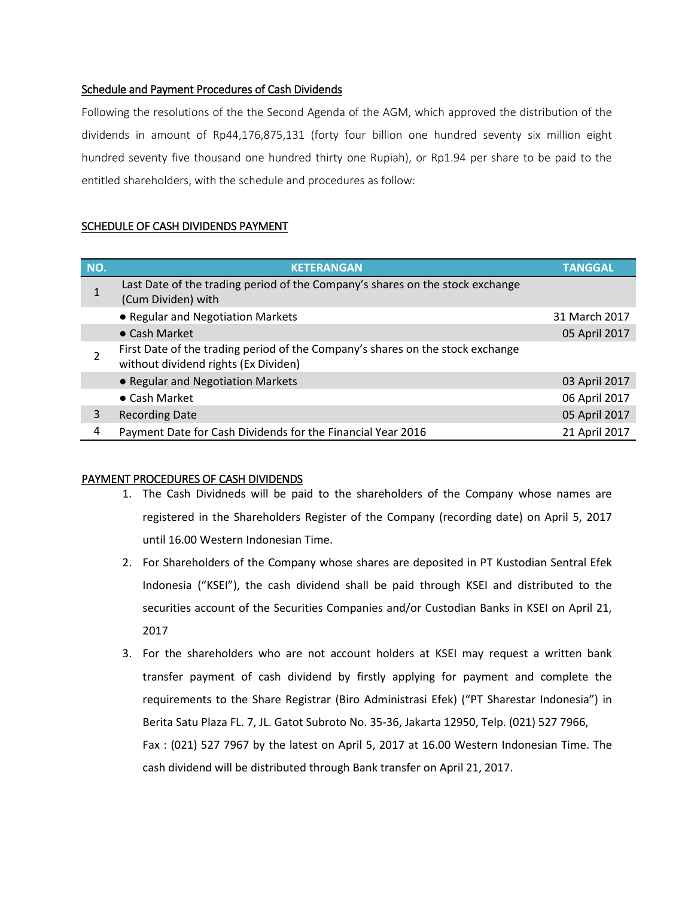## Schedule and Payment Procedures of Cash Dividends

Following the resolutions of the the Second Agenda of the AGM, which approved the distribution of the dividends in amount of Rp44,176,875,131 (forty four billion one hundred seventy six million eight hundred seventy five thousand one hundred thirty one Rupiah), or Rp1.94 per share to be paid to the entitled shareholders, with the schedule and procedures as follow:

### SCHEDULE OF CASH DIVIDENDS PAYMENT

| NO. | KETERANGAN | TANGGAL |
|---|---|---|
| 1 | Last Date of the trading period of the Company's shares on the stock exchange (Cum Dividen) with | |
| | ● Regular and Negotiation Markets | 31 March 2017 |
| | ● Cash Market | 05 April 2017 |
| 2 | First Date of the trading period of the Company's shares on the stock exchange without dividend rights (Ex Dividen) | |
| | ● Regular and Negotiation Markets | 03 April 2017 |
| | ● Cash Market | 06 April 2017 |
| 3 | Recording Date | 05 April 2017 |
| 4 | Payment Date for Cash Dividends for the Financial Year 2016 | 21 April 2017 |

### PAYMENT PROCEDURES OF CASH DIVIDENDS

1. The Cash Dividneds will be paid to the shareholders of the Company whose names are registered in the Shareholders Register of the Company (recording date) on April 5, 2017 until 16.00 Western Indonesian Time.
2. For Shareholders of the Company whose shares are deposited in PT Kustodian Sentral Efek Indonesia ("KSEI"), the cash dividend shall be paid through KSEI and distributed to the securities account of the Securities Companies and/or Custodian Banks in KSEI on April 21, 2017
3. For the shareholders who are not account holders at KSEI may request a written bank transfer payment of cash dividend by firstly applying for payment and complete the requirements to the Share Registrar (Biro Administrasi Efek) ("PT Sharestar Indonesia") in Berita Satu Plaza FL. 7, JL. Gatot Subroto No. 35-36, Jakarta 12950, Telp. (021) 527 7966, Fax : (021) 527 7967 by the latest on April 5, 2017 at 16.00 Western Indonesian Time. The cash dividend will be distributed through Bank transfer on April 21, 2017.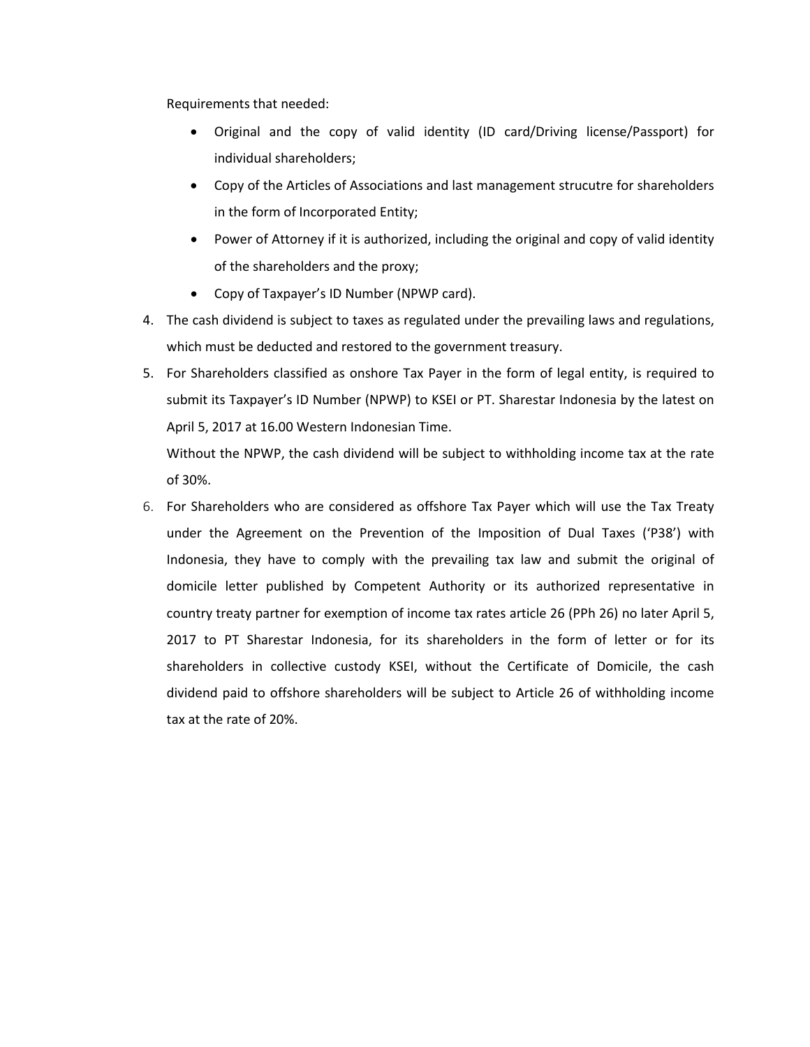Requirements that needed:

- Original and the copy of valid identity (ID card/Driving license/Passport) for individual shareholders;
- Copy of the Articles of Associations and last management strucutre for shareholders in the form of Incorporated Entity;
- Power of Attorney if it is authorized, including the original and copy of valid identity of the shareholders and the proxy;
- Copy of Taxpayer's ID Number (NPWP card).

4. The cash dividend is subject to taxes as regulated under the prevailing laws and regulations, which must be deducted and restored to the government treasury.
5. For Shareholders classified as onshore Tax Payer in the form of legal entity, is required to submit its Taxpayer's ID Number (NPWP) to KSEI or PT. Sharestar Indonesia by the latest on April 5, 2017 at 16.00 Western Indonesian Time.

   Without the NPWP, the cash dividend will be subject to withholding income tax at the rate of 30%.
6. For Shareholders who are considered as offshore Tax Payer which will use the Tax Treaty under the Agreement on the Prevention of the Imposition of Dual Taxes ('P38') with Indonesia, they have to comply with the prevailing tax law and submit the original of domicile letter published by Competent Authority or its authorized representative in country treaty partner for exemption of income tax rates article 26 (PPh 26) no later April 5, 2017 to PT Sharestar Indonesia, for its shareholders in the form of letter or for its shareholders in collective custody KSEI, without the Certificate of Domicile, the cash dividend paid to offshore shareholders will be subject to Article 26 of withholding income tax at the rate of 20%.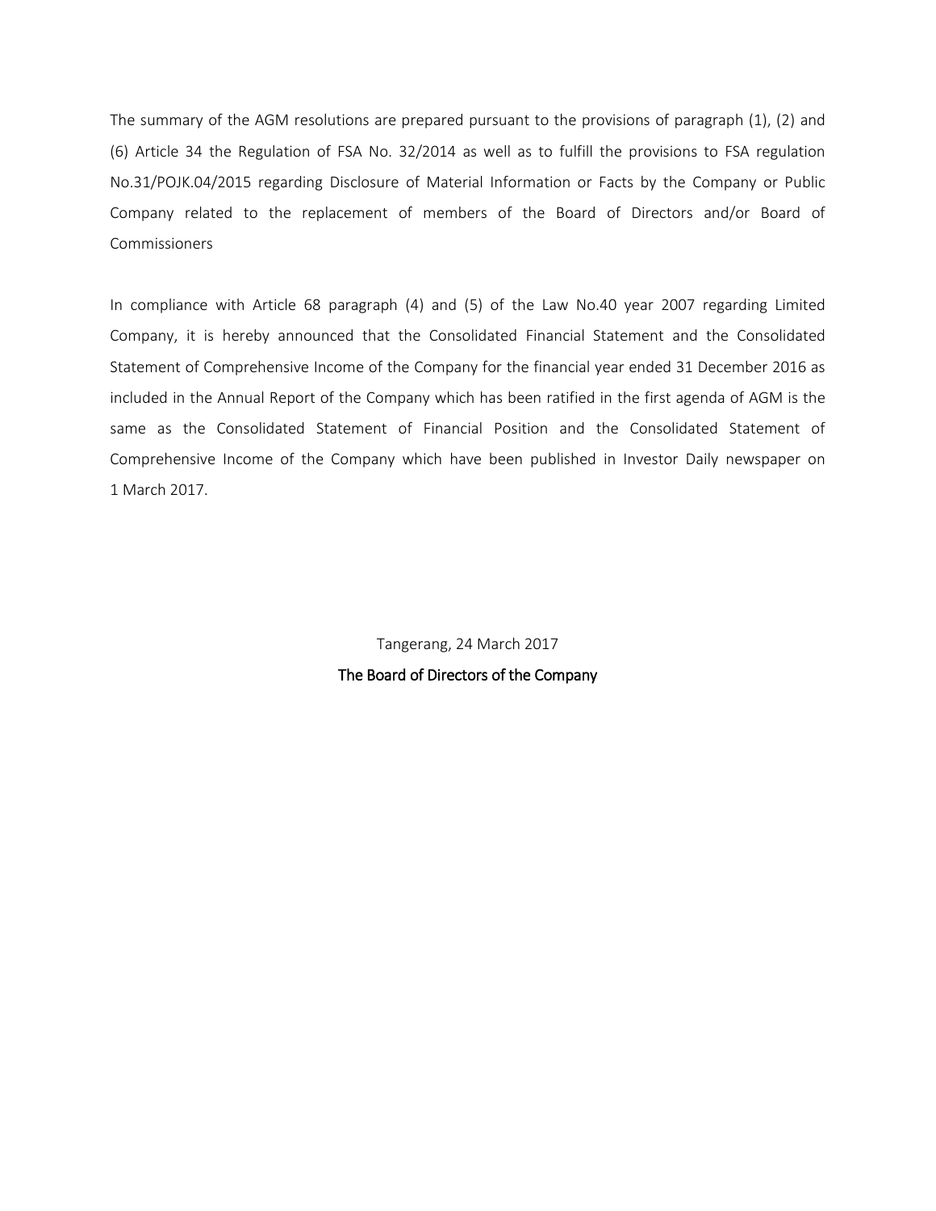The summary of the AGM resolutions are prepared pursuant to the provisions of paragraph (1), (2) and (6) Article 34 the Regulation of FSA No. 32/2014 as well as to fulfill the provisions to FSA regulation No.31/POJK.04/2015 regarding Disclosure of Material Information or Facts by the Company or Public Company related to the replacement of members of the Board of Directors and/or Board of Commissioners

In compliance with Article 68 paragraph (4) and (5) of the Law No.40 year 2007 regarding Limited Company, it is hereby announced that the Consolidated Financial Statement and the Consolidated Statement of Comprehensive Income of the Company for the financial year ended 31 December 2016 as included in the Annual Report of the Company which has been ratified in the first agenda of AGM is the same as the Consolidated Statement of Financial Position and the Consolidated Statement of Comprehensive Income of the Company which have been published in Investor Daily newspaper on 1 March 2017.

Tangerang, 24 March 2017

The Board of Directors of the Company